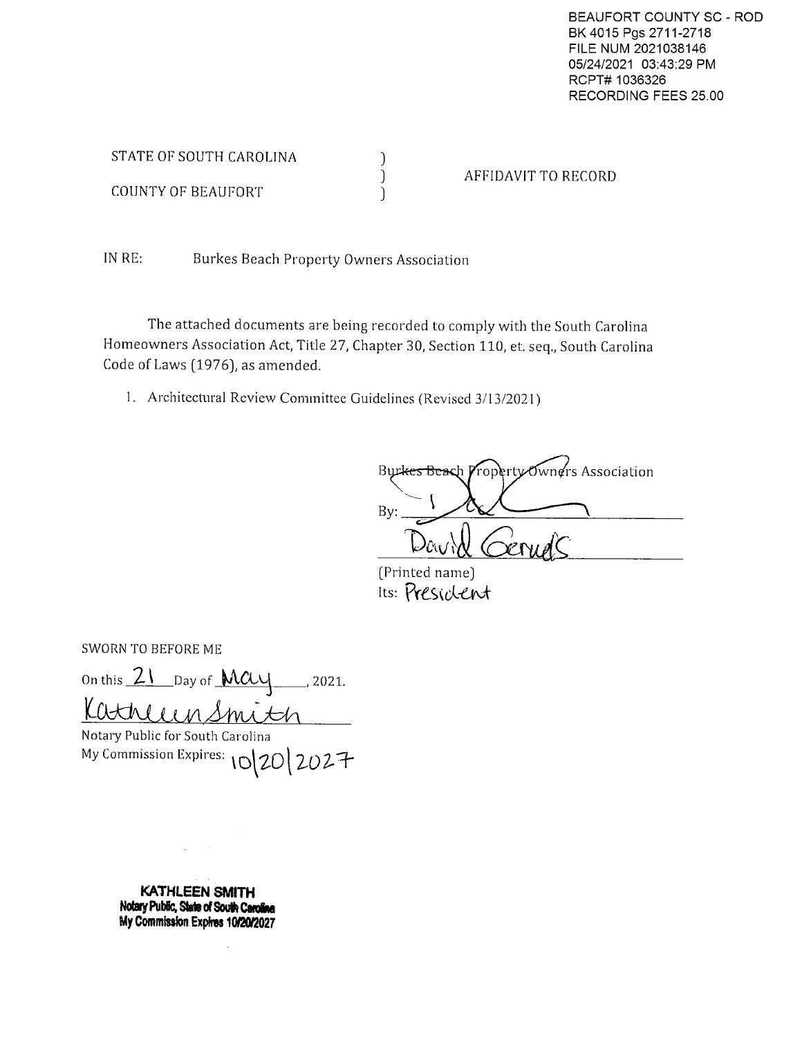BEAUFORT COUNTY SC - ROD
BK 4015 Pgs 2711-2718
FILE NUM 2021038146
05/24/2021 03:43:29 PM
RCPT# 1036326
RECORDING FEES 25.00

STATE OF SOUTH CAROLINA )
 ) AFFIDAVIT TO RECORD
COUNTY OF BEAUFORT )

IN RE: Burkes Beach Property Owners Association

The attached documents are being recorded to comply with the South Carolina Homeowners Association Act, Title 27, Chapter 30, Section 110, et. seq., South Carolina Code of Laws (1976), as amended.

1. Architectural Review Committee Guidelines (Revised 3/13/2021)

Burkes Beach Property Owners Association

By: ______________________

David Gerueds
(Printed name)
Its: President

SWORN TO BEFORE ME

On this 21 Day of May, 2021.

Kathleen Smith
Notary Public for South Carolina
My Commission Expires: 10|20|2027

**KATHLEEN SMITH**
**Notary Public, State of South Carolina**
**My Commission Expires 10/20/2027**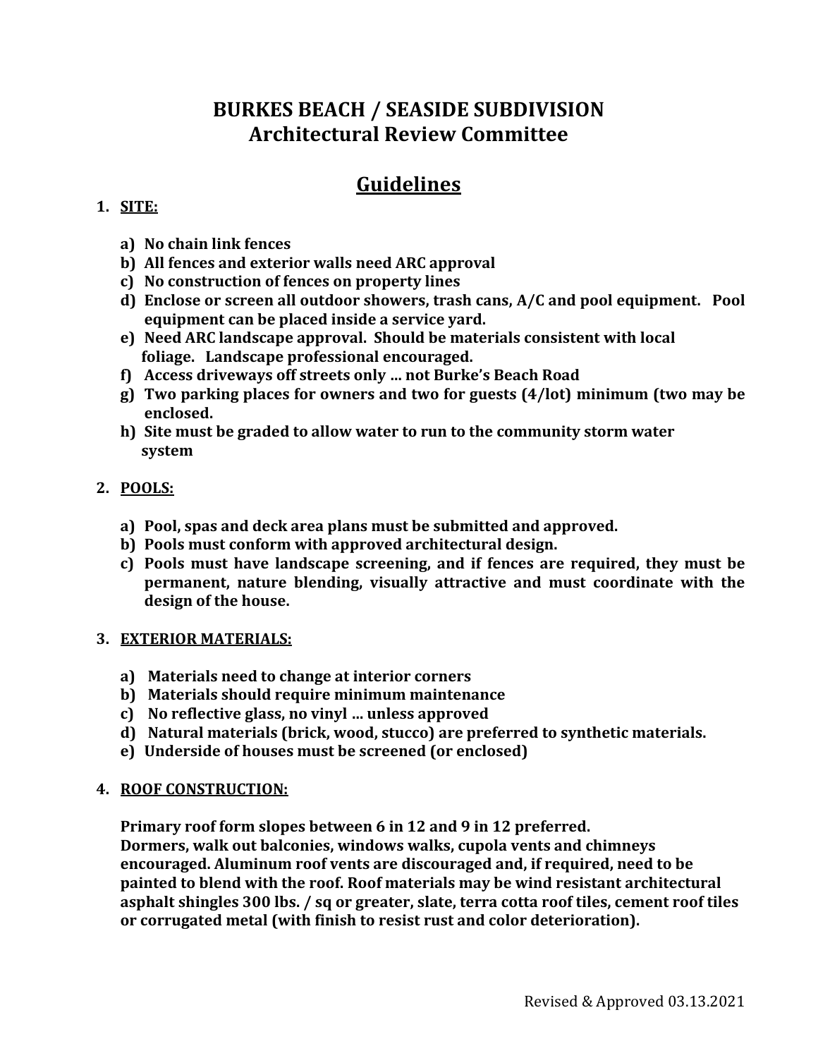# BURKES BEACH / SEASIDE SUBDIVISION
## Architectural Review Committee

## Guidelines

1. **SITE:**

   a) No chain link fences
   b) All fences and exterior walls need ARC approval
   c) No construction of fences on property lines
   d) Enclose or screen all outdoor showers, trash cans, A/C and pool equipment. Pool equipment can be placed inside a service yard.
   e) Need ARC landscape approval. Should be materials consistent with local foliage. Landscape professional encouraged.
   f) Access driveways off streets only … not Burke's Beach Road
   g) Two parking places for owners and two for guests (4/lot) minimum (two may be enclosed.
   h) Site must be graded to allow water to run to the community storm water system

2. **POOLS:**

   a) Pool, spas and deck area plans must be submitted and approved.
   b) Pools must conform with approved architectural design.
   c) Pools must have landscape screening, and if fences are required, they must be permanent, nature blending, visually attractive and must coordinate with the design of the house.

3. **EXTERIOR MATERIALS:**

   a) Materials need to change at interior corners
   b) Materials should require minimum maintenance
   c) No reflective glass, no vinyl … unless approved
   d) Natural materials (brick, wood, stucco) are preferred to synthetic materials.
   e) Underside of houses must be screened (or enclosed)

4. **ROOF CONSTRUCTION:**

   Primary roof form slopes between 6 in 12 and 9 in 12 preferred. Dormers, walk out balconies, windows walks, cupola vents and chimneys encouraged. Aluminum roof vents are discouraged and, if required, need to be painted to blend with the roof. Roof materials may be wind resistant architectural asphalt shingles 300 lbs. / sq or greater, slate, terra cotta roof tiles, cement roof tiles or corrugated metal (with finish to resist rust and color deterioration).

Revised & Approved 03.13.2021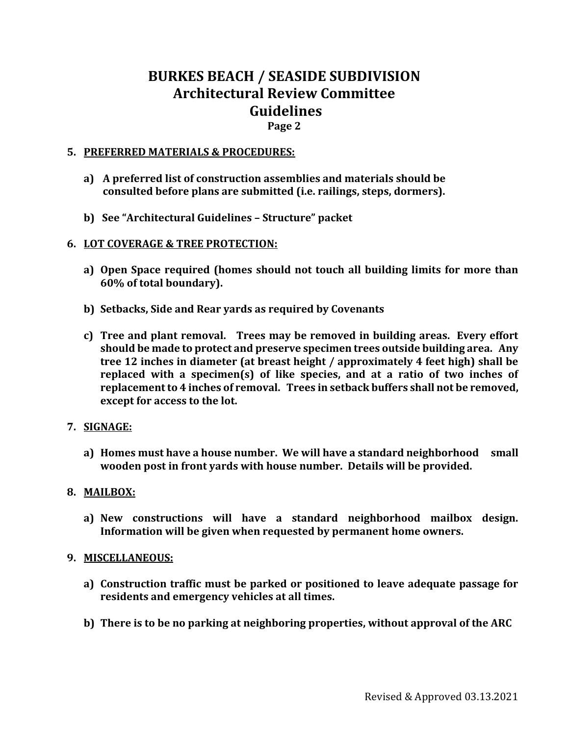# BURKES BEACH / SEASIDE SUBDIVISION
## Architectural Review Committee
## Guidelines
**Page 2**

5. **PREFERRED MATERIALS & PROCEDURES:**

   a) **A preferred list of construction assemblies and materials should be consulted before plans are submitted (i.e. railings, steps, dormers).**

   b) **See "Architectural Guidelines – Structure" packet**

6. **LOT COVERAGE & TREE PROTECTION:**

   a) **Open Space required (homes should not touch all building limits for more than 60% of total boundary).**

   b) **Setbacks, Side and Rear yards as required by Covenants**

   c) **Tree and plant removal. Trees may be removed in building areas. Every effort should be made to protect and preserve specimen trees outside building area. Any tree 12 inches in diameter (at breast height / approximately 4 feet high) shall be replaced with a specimen(s) of like species, and at a ratio of two inches of replacement to 4 inches of removal. Trees in setback buffers shall not be removed, except for access to the lot.**

7. **SIGNAGE:**

   a) **Homes must have a house number. We will have a standard neighborhood small wooden post in front yards with house number. Details will be provided.**

8. **MAILBOX:**

   a) **New constructions will have a standard neighborhood mailbox design. Information will be given when requested by permanent home owners.**

9. **MISCELLANEOUS:**

   a) **Construction traffic must be parked or positioned to leave adequate passage for residents and emergency vehicles at all times.**

   b) **There is to be no parking at neighboring properties, without approval of the ARC**

Revised & Approved 03.13.2021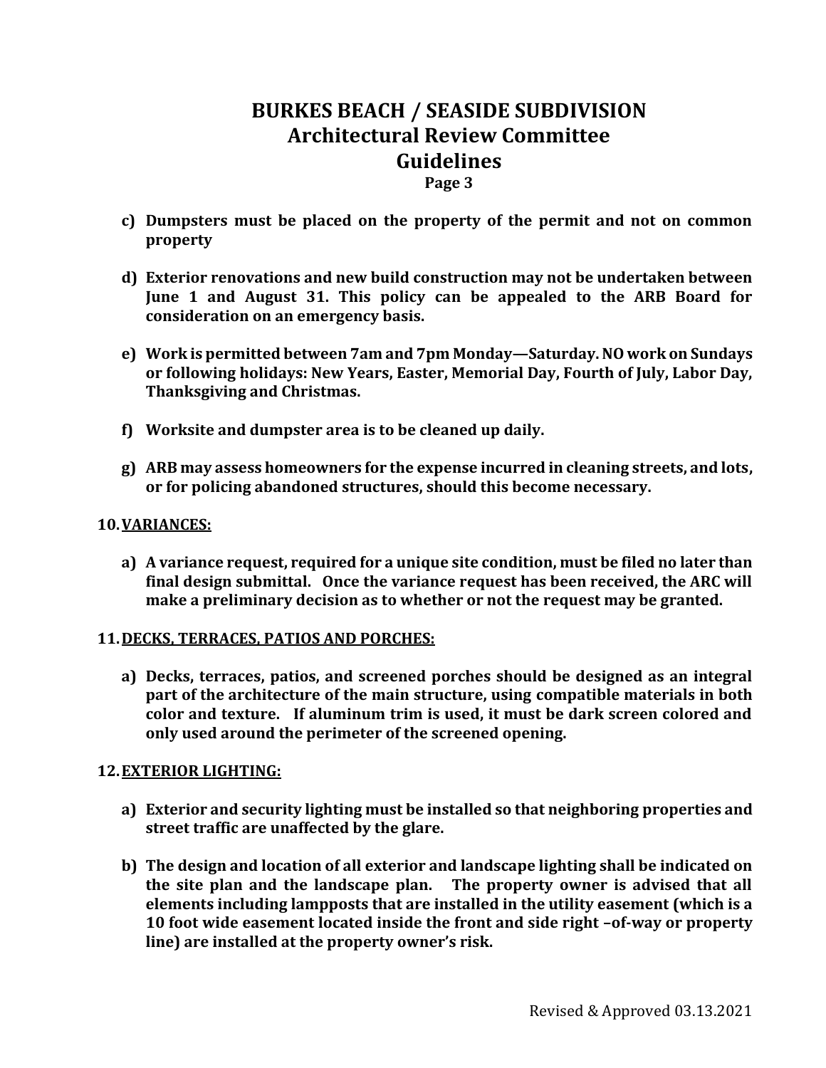- c) **Dumpsters must be placed on the property of the permit and not on common property**

- d) **Exterior renovations and new build construction may not be undertaken between June 1 and August 31. This policy can be appealed to the ARB Board for consideration on an emergency basis.**

- e) **Work is permitted between 7am and 7pm Monday—Saturday. NO work on Sundays or following holidays: New Years, Easter, Memorial Day, Fourth of July, Labor Day, Thanksgiving and Christmas.**

- f) **Worksite and dumpster area is to be cleaned up daily.**

- g) **ARB may assess homeowners for the expense incurred in cleaning streets, and lots, or for policing abandoned structures, should this become necessary.**

**10. <u>VARIANCES:</u>**

- a) **A variance request, required for a unique site condition, must be filed no later than final design submittal. Once the variance request has been received, the ARC will make a preliminary decision as to whether or not the request may be granted.**

**11. <u>DECKS, TERRACES, PATIOS AND PORCHES:</u>**

- a) **Decks, terraces, patios, and screened porches should be designed as an integral part of the architecture of the main structure, using compatible materials in both color and texture. If aluminum trim is used, it must be dark screen colored and only used around the perimeter of the screened opening.**

**12. <u>EXTERIOR LIGHTING:</u>**

- a) **Exterior and security lighting must be installed so that neighboring properties and street traffic are unaffected by the glare.**

- b) **The design and location of all exterior and landscape lighting shall be indicated on the site plan and the landscape plan. The property owner is advised that all elements including lampposts that are installed in the utility easement (which is a 10 foot wide easement located inside the front and side right –of-way or property line) are installed at the property owner's risk.**

Revised & Approved 03.13.2021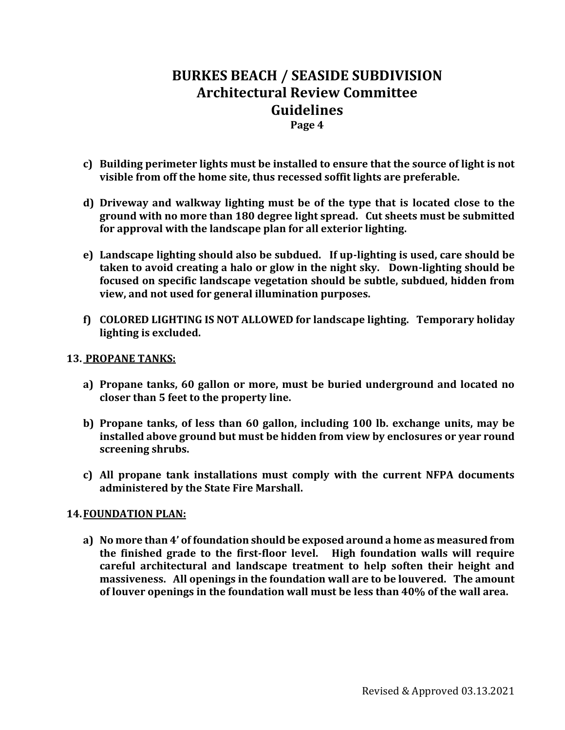**c) Building perimeter lights must be installed to ensure that the source of light is not visible from off the home site, thus recessed soffit lights are preferable.**

**d) Driveway and walkway lighting must be of the type that is located close to the ground with no more than 180 degree light spread. Cut sheets must be submitted for approval with the landscape plan for all exterior lighting.**

**e) Landscape lighting should also be subdued. If up-lighting is used, care should be taken to avoid creating a halo or glow in the night sky. Down-lighting should be focused on specific landscape vegetation should be subtle, subdued, hidden from view, and not used for general illumination purposes.**

**f) COLORED LIGHTING IS NOT ALLOWED for landscape lighting. Temporary holiday lighting is excluded.**

## 13. PROPANE TANKS:

**a) Propane tanks, 60 gallon or more, must be buried underground and located no closer than 5 feet to the property line.**

**b) Propane tanks, of less than 60 gallon, including 100 lb. exchange units, may be installed above ground but must be hidden from view by enclosures or year round screening shrubs.**

**c) All propane tank installations must comply with the current NFPA documents administered by the State Fire Marshall.**

## 14. FOUNDATION PLAN:

**a) No more than 4' of foundation should be exposed around a home as measured from the finished grade to the first-floor level. High foundation walls will require careful architectural and landscape treatment to help soften their height and massiveness. All openings in the foundation wall are to be louvered. The amount of louver openings in the foundation wall must be less than 40% of the wall area.**

Revised & Approved 03.13.2021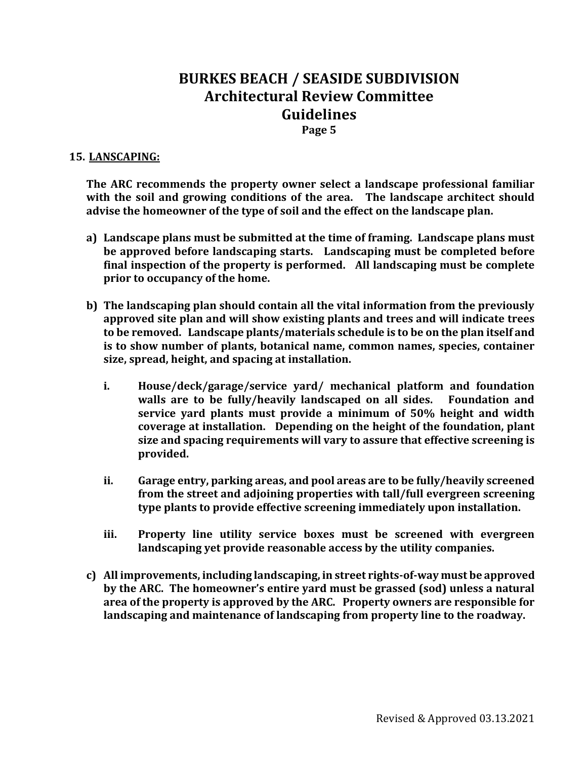# BURKES BEACH / SEASIDE SUBDIVISION
# Architectural Review Committee
# Guidelines

## 15. LANSCAPING:

**The ARC recommends the property owner select a landscape professional familiar with the soil and growing conditions of the area. The landscape architect should advise the homeowner of the type of soil and the effect on the landscape plan.**

**a) Landscape plans must be submitted at the time of framing. Landscape plans must be approved before landscaping starts. Landscaping must be completed before final inspection of the property is performed. All landscaping must be complete prior to occupancy of the home.**

**b) The landscaping plan should contain all the vital information from the previously approved site plan and will show existing plants and trees and will indicate trees to be removed. Landscape plants/materials schedule is to be on the plan itself and is to show number of plants, botanical name, common names, species, container size, spread, height, and spacing at installation.**

- **i. House/deck/garage/service yard/ mechanical platform and foundation walls are to be fully/heavily landscaped on all sides. Foundation and service yard plants must provide a minimum of 50% height and width coverage at installation. Depending on the height of the foundation, plant size and spacing requirements will vary to assure that effective screening is provided.**

- **ii. Garage entry, parking areas, and pool areas are to be fully/heavily screened from the street and adjoining properties with tall/full evergreen screening type plants to provide effective screening immediately upon installation.**

- **iii. Property line utility service boxes must be screened with evergreen landscaping yet provide reasonable access by the utility companies.**

**c) All improvements, including landscaping, in street rights-of-way must be approved by the ARC. The homeowner's entire yard must be grassed (sod) unless a natural area of the property is approved by the ARC. Property owners are responsible for landscaping and maintenance of landscaping from property line to the roadway.**

Revised & Approved 03.13.2021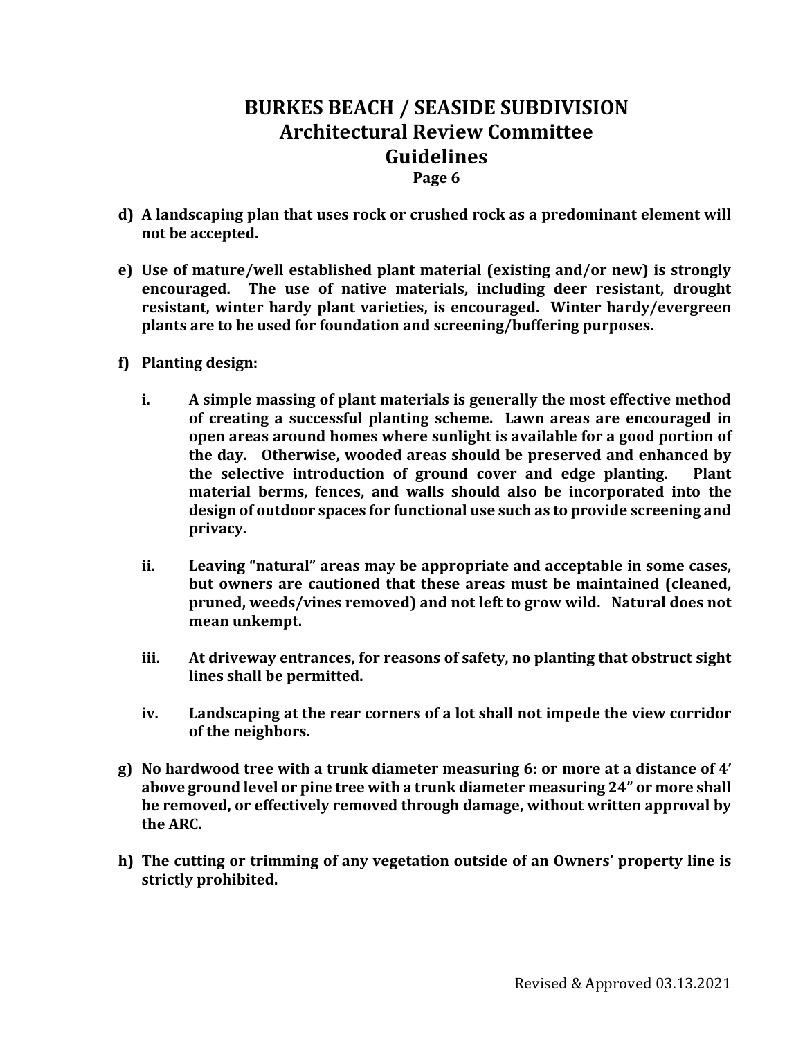- d) **A landscaping plan that uses rock or crushed rock as a predominant element will not be accepted.**

- e) **Use of mature/well established plant material (existing and/or new) is strongly encouraged. The use of native materials, including deer resistant, drought resistant, winter hardy plant varieties, is encouraged. Winter hardy/evergreen plants are to be used for foundation and screening/buffering purposes.**

- f) **Planting design:**

  - i. **A simple massing of plant materials is generally the most effective method of creating a successful planting scheme. Lawn areas are encouraged in open areas around homes where sunlight is available for a good portion of the day. Otherwise, wooded areas should be preserved and enhanced by the selective introduction of ground cover and edge planting. Plant material berms, fences, and walls should also be incorporated into the design of outdoor spaces for functional use such as to provide screening and privacy.**

  - ii. **Leaving "natural" areas may be appropriate and acceptable in some cases, but owners are cautioned that these areas must be maintained (cleaned, pruned, weeds/vines removed) and not left to grow wild. Natural does not mean unkempt.**

  - iii. **At driveway entrances, for reasons of safety, no planting that obstruct sight lines shall be permitted.**

  - iv. **Landscaping at the rear corners of a lot shall not impede the view corridor of the neighbors.**

- g) **No hardwood tree with a trunk diameter measuring 6: or more at a distance of 4' above ground level or pine tree with a trunk diameter measuring 24" or more shall be removed, or effectively removed through damage, without written approval by the ARC.**

- h) **The cutting or trimming of any vegetation outside of an Owners' property line is strictly prohibited.**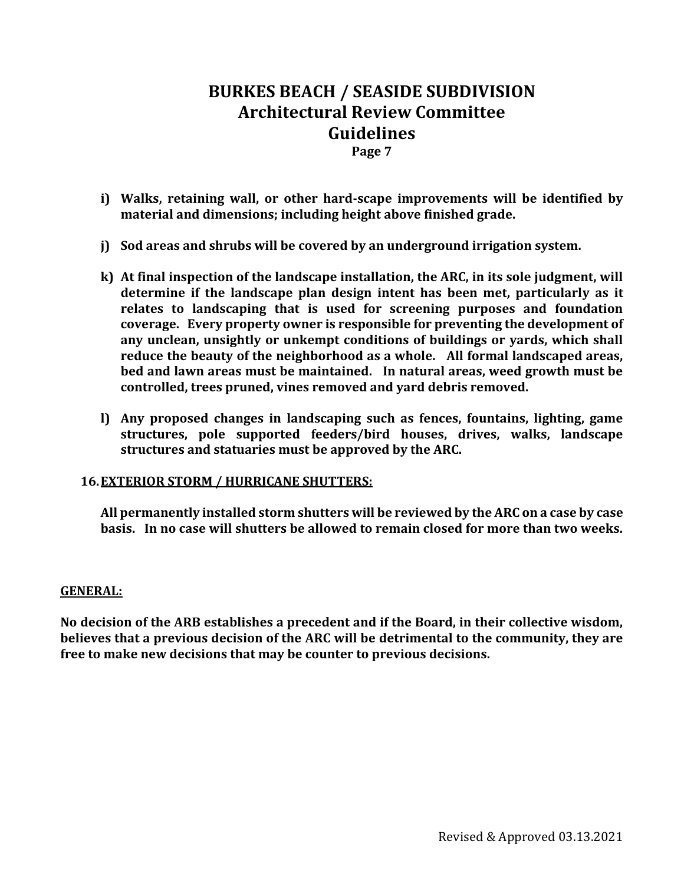# BURKES BEACH / SEASIDE SUBDIVISION
## Architectural Review Committee
## Guidelines

**i) Walks, retaining wall, or other hard-scape improvements will be identified by material and dimensions; including height above finished grade.**

**j) Sod areas and shrubs will be covered by an underground irrigation system.**

**k) At final inspection of the landscape installation, the ARC, in its sole judgment, will determine if the landscape plan design intent has been met, particularly as it relates to landscaping that is used for screening purposes and foundation coverage. Every property owner is responsible for preventing the development of any unclean, unsightly or unkempt conditions of buildings or yards, which shall reduce the beauty of the neighborhood as a whole. All formal landscaped areas, bed and lawn areas must be maintained. In natural areas, weed growth must be controlled, trees pruned, vines removed and yard debris removed.**

**l) Any proposed changes in landscaping such as fences, fountains, lighting, game structures, pole supported feeders/bird houses, drives, walks, landscape structures and statuaries must be approved by the ARC.**

**16. EXTERIOR STORM / HURRICANE SHUTTERS:**

**All permanently installed storm shutters will be reviewed by the ARC on a case by case basis. In no case will shutters be allowed to remain closed for more than two weeks.**

**GENERAL:**

**No decision of the ARB establishes a precedent and if the Board, in their collective wisdom, believes that a previous decision of the ARC will be detrimental to the community, they are free to make new decisions that may be counter to previous decisions.**

Revised & Approved 03.13.2021